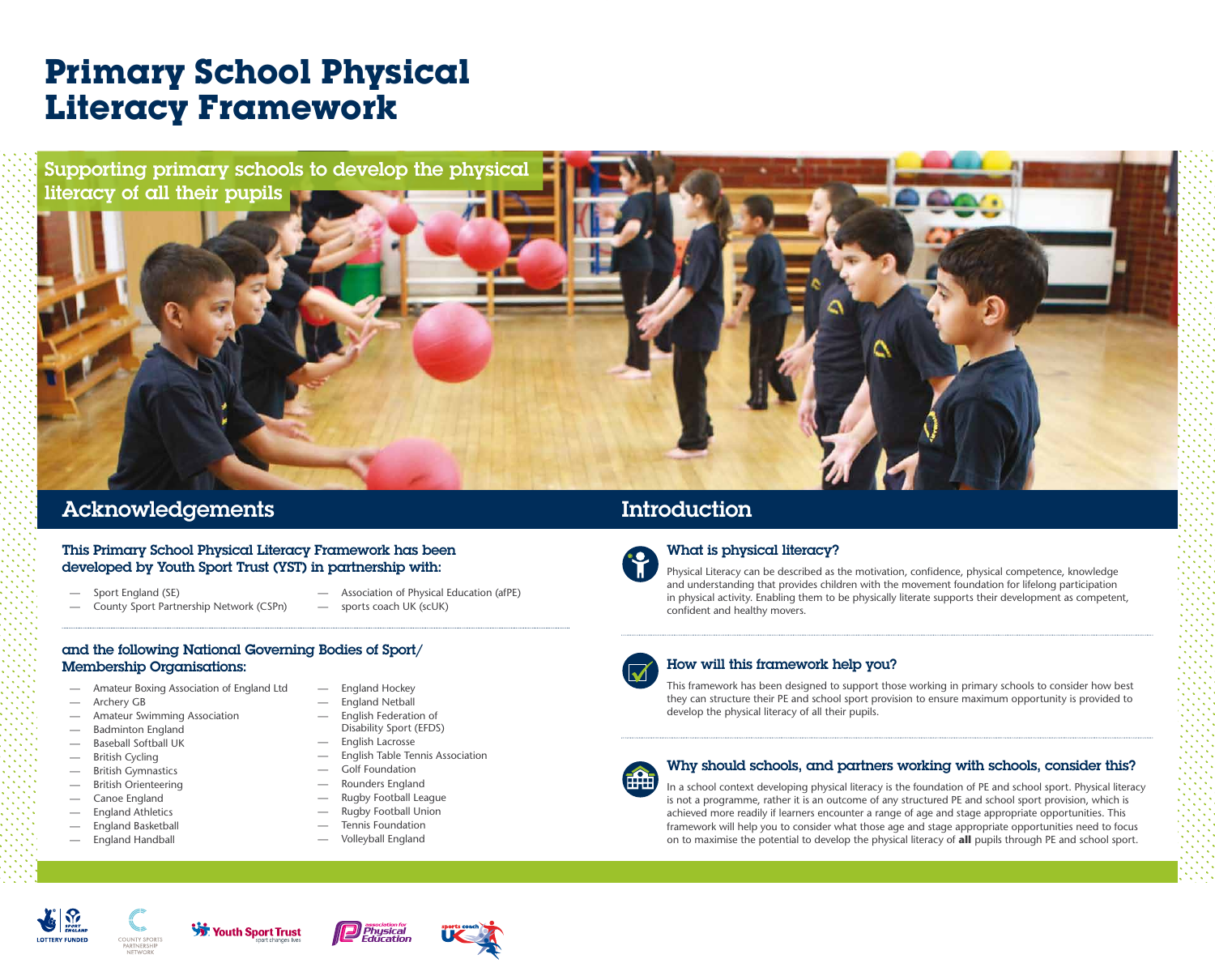# Primary School Physical Literacy Framework

Supporting primary schools to develop the physical literacy of all their pupils

## Acknowledgements

**This Primary School Physical Literacy Framework has been developed by Youth Sport Trust (YST) in partnership with:**

- Sport England (SE)
- County Sport Partnership Network (CSPn)
- Association of Physical Education (afPE)
- sports coach UK (scUK)

**and the following National Governing Bodies of Sport/ Membership Organisations:**

- Amateur Boxing Association of England Ltd
- Archery GB
- Amateur Swimming Association
- Badminton England
- Baseball Softball UK
- British Cycling
- British Gymnastics
- British Orienteering
- Canoe England
- England Athletics
- England Basketball
- England Handball
- England Hockey
- England Netball
- English Federation of Disability Sport (EFDS)
- English Lacrosse
- English Table Tennis Association
- Golf Foundation
- Rounders England
- Rugby Football League
- Rugby Football Union
- Tennis Foundation
- Volleyball England

## Introduction

### What is physical literacy?

Physical Literacy can be described as the motivation, confidence, physical competence, knowledge and understanding that provides children with the movement foundation for lifelong participation in physical activity. Enabling them to be physically literate supports their development as competent, confident and healthy movers.

### How will this framework help you?

This framework has been designed to support those working in primary schools to consider how best they can structure their PE and school sport provision to ensure maximum opportunity is provided to develop the physical literacy of all their pupils.

### Why should schools, and partners working with schools, consider this?

In a school context developing physical literacy is the foundation of PE and school sport. Physical literacy is not a programme, rather it is an outcome of any structured PE and school sport provision, which is achieved more readily if learners encounter a range of age and stage appropriate opportunities. This framework will help you to consider what those age and stage appropriate opportunities need to focus on to maximise the potential to develop the physical literacy of **all** pupils through PE and school sport.

LOTTERY FUNDED | SPORT ENGLAND | COUNTY SPORTS PARTNERSHIP NETWORK | Youth Sport Trust sport changes lives | association for Physical Education | sports coach UK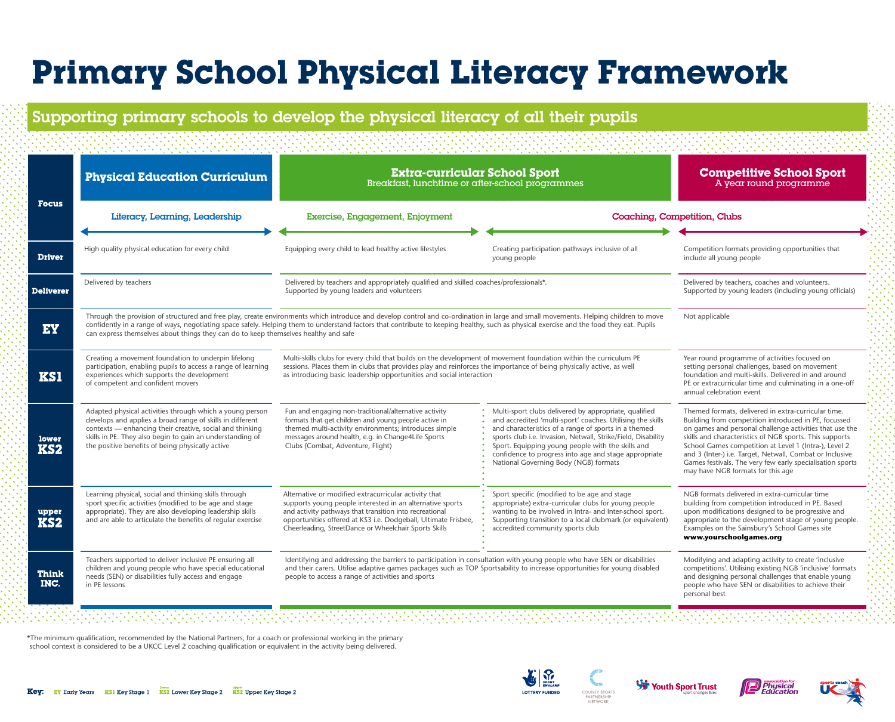# Primary School Physical Literacy Framework

## Supporting primary schools to develop the physical literacy of all their pupils

| | Physical Education Curriculum | Extra-curricular School Sport<br>Breakfast, lunchtime or after-school programmes | | Competitive School Sport<br>A year round programme |
|---|---|---|---|---|
| **Focus** | Literacy, Learning, Leadership | Exercise, Engagement, Enjoyment | Coaching, Competition, Clubs | |
| **Driver** | High quality physical education for every child | Equipping every child to lead healthy active lifestyles | Creating participation pathways inclusive of all young people | Competition formats providing opportunities that include all young people |
| **Deliverer** | Delivered by teachers | Delivered by teachers and appropriately qualified and skilled coaches/professionals*. Supported by young leaders and volunteers | | Delivered by teachers, coaches and volunteers. Supported by young leaders (including young officials) |
| **EY** | Through the provision of structured and free play, create environments which introduce and develop control and co-ordination in large and small movements. Helping children to move confidently in a range of ways, negotiating space safely. Helping them to understand factors that contribute to keeping healthy, such as physical exercise and the food they eat. Pupils can express themselves about things they can do to keep themselves healthy and safe | | | Not applicable |
| **KS1** | Creating a movement foundation to underpin lifelong participation, enabling pupils to access a range of learning experiences which supports the development of competent and confident movers | Multi-skills clubs for every child that builds on the development of movement foundation within the curriculum PE sessions. Places them in clubs that provides play and reinforces the importance of being physically active, as well as introducing basic leadership opportunities and social interaction | | Year round programme of activities focused on setting personal challenges, based on movement foundation and multi-skills. Delivered in and around PE or extracurricular time and culminating in a one-off annual celebration event |
| **lower KS2** | Adapted physical activities through which a young person develops and applies a broad range of skills in different contexts — enhancing their creative, social and thinking skills in PE. They also begin to gain an understanding of the positive benefits of being physically active | Fun and engaging non-traditional/alternative activity formats that get children and young people active in themed multi-activity environments; introduces simple messages around health, e.g. in Change4Life Sports Clubs (Combat, Adventure, Flight) | Multi-sport clubs delivered by appropriate, qualified and accredited 'multi-sport' coaches. Utilising the skills and characteristics of a range of sports in a themed sports club i.e. Invasion, Netwall, Strike/Field, Disability Sport. Equipping young people with the skills and confidence to progress into age and stage appropriate National Governing Body (NGB) formats | Themed formats, delivered in extra-curricular time. Building from competition introduced in PE, focussed on games and personal challenge activities that use the skills and characteristics of NGB sports. This supports School Games competition at Level 1 (Intra-), Level 2 and 3 (Inter-) i.e. Target, Netwall, Combat or Inclusive Games festivals. The very few early specialisation sports may have NGB formats for this age |
| **upper KS2** | Learning physical, social and thinking skills through sport specific activities (modified to be age and stage appropriate). They are also developing leadership skills and are able to articulate the benefits of regular exercise | Alternative or modified extracurricular activity that supports young people interested in an alternative sports and activity pathways that transition into recreational opportunities offered at KS3 i.e. Dodgeball, Ultimate Frisbee, Cheerleading, StreetDance or Wheelchair Sports Skills | Sport specific (modified to be age and stage appropriate) extra-curricular clubs for young people wanting to be involved in Intra- and Inter-school sport. Supporting transition to a local clubmark (or equivalent) accredited community sports club | NGB formats delivered in extra-curricular time building from competition introduced in PE. Based upon modifications designed to be progressive and appropriate to the development stage of young people. Examples on the Sainsbury's School Games site **www.yourschoolgames.org** |
| **Think INC.** | Teachers supported to deliver inclusive PE ensuring all children and young people who have special educational needs (SEN) or disabilities fully access and engage in PE lessons | Identifying and addressing the barriers to participation in consultation with young people who have SEN or disabilities and their carers. Utilise adaptive games packages such as TOP Sportsability to increase opportunities for young disabled people to access a range of activities and sports | | Modifying and adapting activity to create 'inclusive competitions'. Utilising existing NGB 'inclusive' formats and designing personal challenges that enable young people who have SEN or disabilities to achieve their personal best |

*The minimum qualification, recommended by the National Partners, for a coach or professional working in the primary school context is considered to be a UKCC Level 2 coaching qualification or equivalent in the activity being delivered.

**Key:** EY Early Years KS1 Key Stage 1 lower KS2 Lower Key Stage 2 upper KS2 Upper Key Stage 2

LOTTERY FUNDED · Sport England · County Sports Partnership Network · Youth Sport Trust · association for Physical Education · sports coach UK